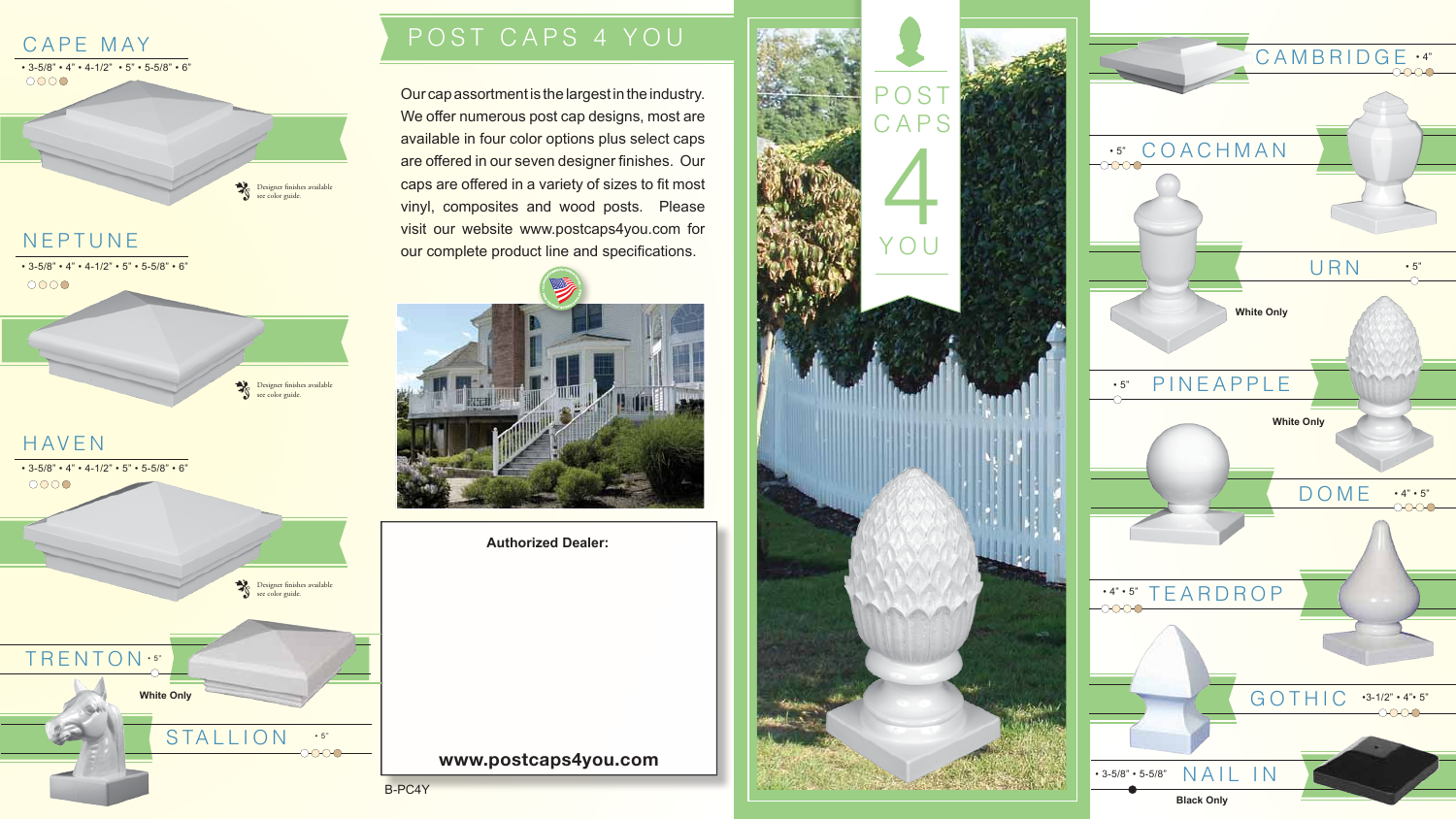## CAPE MAY

• 3-5/8" • 4" • 4-1/2" • 5" • 5-5/8" • 6"

Designer finishes available see color guide.

## NEPTUNE

• 3-5/8" • 4" • 4-1/2" • 5" • 5-5/8" • 6"

Designer finishes available see color guide.

## HAVEN

• 3-5/8" • 4" • 4-1/2" • 5" • 5-5/8" • 6"

Designer finishes available see color guide.

## TRENTON

• 5"

White Only

## STALLION

• 5"

# POST CAPS 4 YOU

Our cap assortment is the largest in the industry. We offer numerous post cap designs, most are available in four color options plus select caps are offered in our seven designer finishes. Our caps are offered in a variety of sizes to fit most vinyl, composites and wood posts. Please visit our website www.postcaps4you.com for our complete product line and specifications.

**Authorized Dealer:**

**www.postcaps4you.com**

B-PC4Y

POST CAPS 4 YOU

## CAMBRIDGE

• 4"

## COACHMAN

• 5"

## URN

• 5"

White Only

## PINEAPPLE

• 5"

White Only

## DOME

• 4" • 5"

## TEARDROP

• 4" • 5"

## GOTHIC

• 3-1/2" • 4" • 5"

## NAIL IN

• 3-5/8" • 5-5/8"

Black Only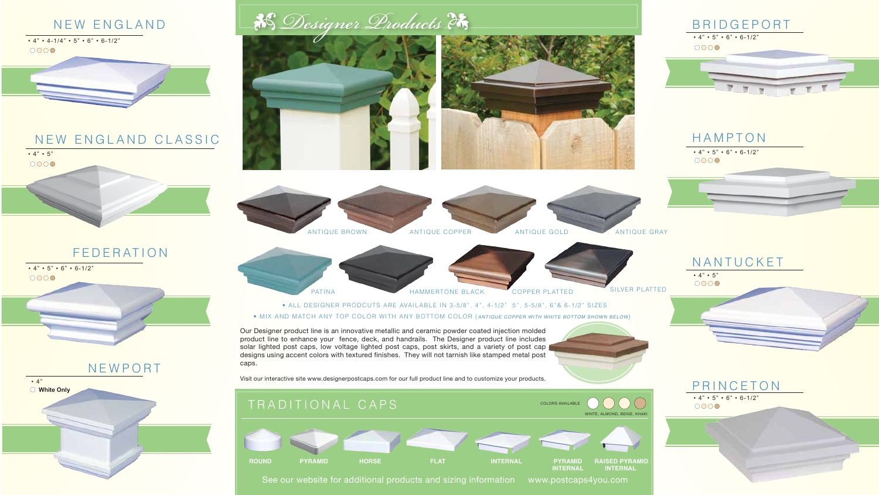## NEW ENGLAND

• 4" • 4-1/4" • 5" • 6" • 6-1/2"

## NEW ENGLAND CLASSIC

• 4" • 5"

## FEDERATION

• 4" • 5" • 6" • 6-1/2"

## NEWPORT

• 4"

**White Only**

# Designer Products

ANTIQUE BROWN

ANTIQUE COPPER

ANTIQUE GOLD

ANTIQUE GRAY

PATINA

HAMMERTONE BLACK

COPPER PLATTED

SILVER PLATTED

• ALL DESIGNER PRODCUTS ARE AVAILABLE IN 3-5/8", 4", 4-1/2" 5", 5-5/8", 6"& 6-1/2" SIZES

• MIX AND MATCH ANY TOP COLOR WITH ANY BOTTOM COLOR (*ANTIQUE COPPER WITH WHITE BOTTOM SHOWN BELOW*)

Our Designer product line is an innovative metallic and ceramic powder coated injection molded product line to enhance your fence, deck, and handrails. The Designer product line includes solar lighted post caps, low voltage lighted post caps, post skirts, and a variety of post cap designs using accent colors with textured finishes. They will not tarnish like stamped metal post caps.

Visit our interactive site www.designerpostcaps.com for our full product line and to customize your products.

## TRADITIONAL CAPS

COLORS AVAILABLE

WHITE, ALMOND, BEIGE, KHAKI

ROUND

PYRAMID

HORSE

FLAT

INTERNAL

PYRAMID INTERNAL

RAISED PYRAMID INTERNAL

See our website for additional products and sizing information www.postcaps4you.com

## BRIDGEPORT

• 4" • 5" • 6" • 6-1/2"

## HAMPTON

• 4" • 5" • 6" • 6-1/2"

## NANTUCKET

• 4" • 5"

## PRINCETON

• 4" • 5" • 6" • 6-1/2"